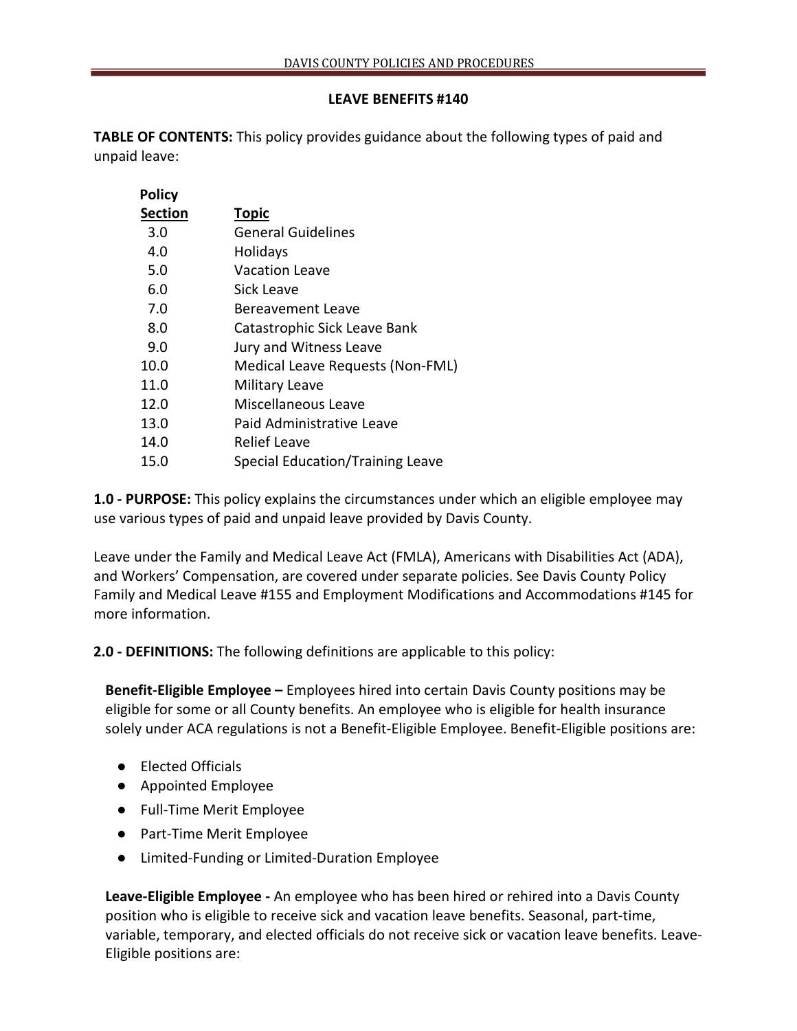## LEAVE BENEFITS #140

**TABLE OF CONTENTS:** This policy provides guidance about the following types of paid and unpaid leave:

| Policy Section | Topic |
|---|---|
| 3.0 | General Guidelines |
| 4.0 | Holidays |
| 5.0 | Vacation Leave |
| 6.0 | Sick Leave |
| 7.0 | Bereavement Leave |
| 8.0 | Catastrophic Sick Leave Bank |
| 9.0 | Jury and Witness Leave |
| 10.0 | Medical Leave Requests (Non-FML) |
| 11.0 | Military Leave |
| 12.0 | Miscellaneous Leave |
| 13.0 | Paid Administrative Leave |
| 14.0 | Relief Leave |
| 15.0 | Special Education/Training Leave |

**1.0 - PURPOSE:** This policy explains the circumstances under which an eligible employee may use various types of paid and unpaid leave provided by Davis County.

Leave under the Family and Medical Leave Act (FMLA), Americans with Disabilities Act (ADA), and Workers' Compensation, are covered under separate policies. See Davis County Policy Family and Medical Leave #155 and Employment Modifications and Accommodations #145 for more information.

**2.0 - DEFINITIONS:** The following definitions are applicable to this policy:

**Benefit-Eligible Employee –** Employees hired into certain Davis County positions may be eligible for some or all County benefits. An employee who is eligible for health insurance solely under ACA regulations is not a Benefit-Eligible Employee. Benefit-Eligible positions are:

- Elected Officials
- Appointed Employee
- Full-Time Merit Employee
- Part-Time Merit Employee
- Limited-Funding or Limited-Duration Employee

**Leave-Eligible Employee -** An employee who has been hired or rehired into a Davis County position who is eligible to receive sick and vacation leave benefits. Seasonal, part-time, variable, temporary, and elected officials do not receive sick or vacation leave benefits. Leave-Eligible positions are: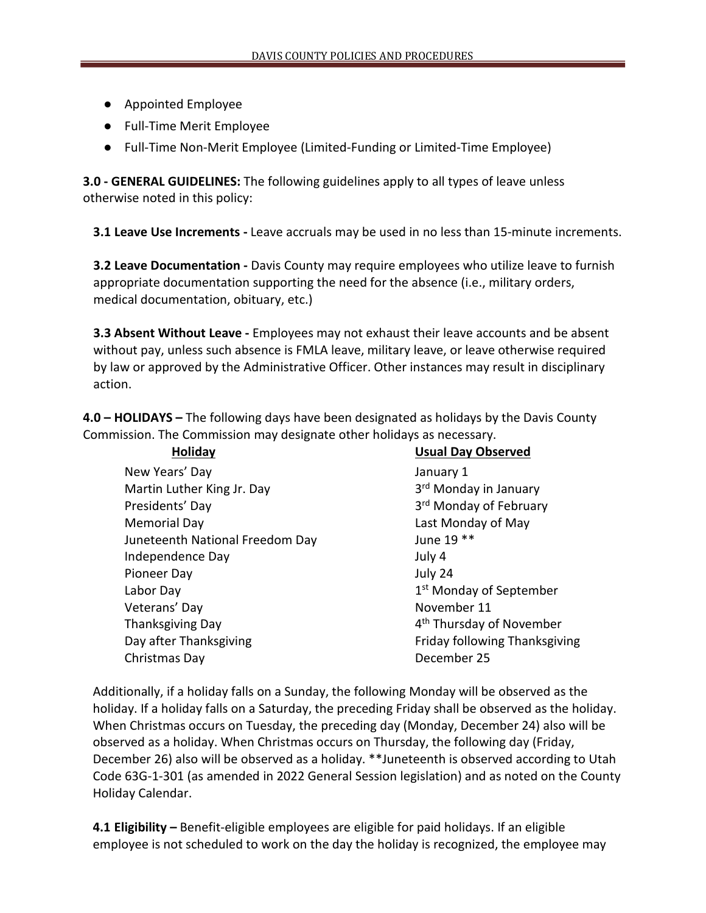- Appointed Employee
- Full-Time Merit Employee
- Full-Time Non-Merit Employee (Limited-Funding or Limited-Time Employee)

**3.0 - GENERAL GUIDELINES:** The following guidelines apply to all types of leave unless otherwise noted in this policy:

**3.1 Leave Use Increments -** Leave accruals may be used in no less than 15-minute increments.

**3.2 Leave Documentation -** Davis County may require employees who utilize leave to furnish appropriate documentation supporting the need for the absence (i.e., military orders, medical documentation, obituary, etc.)

**3.3 Absent Without Leave -** Employees may not exhaust their leave accounts and be absent without pay, unless such absence is FMLA leave, military leave, or leave otherwise required by law or approved by the Administrative Officer. Other instances may result in disciplinary action.

**4.0 – HOLIDAYS –** The following days have been designated as holidays by the Davis County Commission. The Commission may designate other holidays as necessary.

| Holiday | Usual Day Observed |
|---|---|
| New Years' Day | January 1 |
| Martin Luther King Jr. Day | 3rd Monday in January |
| Presidents' Day | 3rd Monday of February |
| Memorial Day | Last Monday of May |
| Juneteenth National Freedom Day | June 19 ** |
| Independence Day | July 4 |
| Pioneer Day | July 24 |
| Labor Day | 1st Monday of September |
| Veterans' Day | November 11 |
| Thanksgiving Day | 4th Thursday of November |
| Day after Thanksgiving | Friday following Thanksgiving |
| Christmas Day | December 25 |

Additionally, if a holiday falls on a Sunday, the following Monday will be observed as the holiday. If a holiday falls on a Saturday, the preceding Friday shall be observed as the holiday. When Christmas occurs on Tuesday, the preceding day (Monday, December 24) also will be observed as a holiday. When Christmas occurs on Thursday, the following day (Friday, December 26) also will be observed as a holiday. **Juneteenth is observed according to Utah Code 63G-1-301 (as amended in 2022 General Session legislation) and as noted on the County Holiday Calendar.

**4.1 Eligibility –** Benefit-eligible employees are eligible for paid holidays. If an eligible employee is not scheduled to work on the day the holiday is recognized, the employee may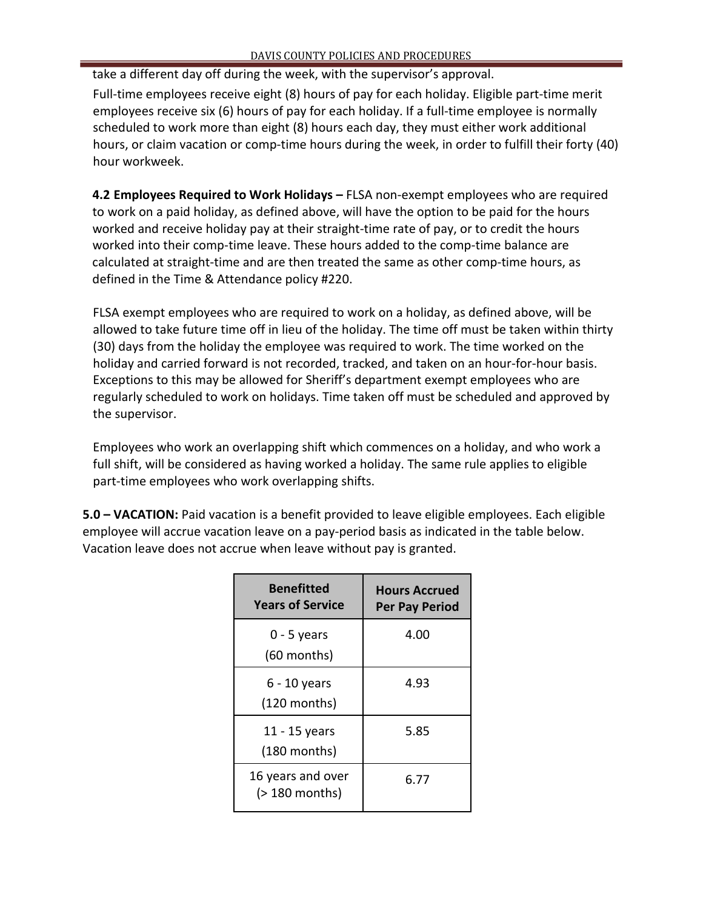take a different day off during the week, with the supervisor's approval.

Full-time employees receive eight (8) hours of pay for each holiday. Eligible part-time merit employees receive six (6) hours of pay for each holiday. If a full-time employee is normally scheduled to work more than eight (8) hours each day, they must either work additional hours, or claim vacation or comp-time hours during the week, in order to fulfill their forty (40) hour workweek.

**4.2 Employees Required to Work Holidays –** FLSA non-exempt employees who are required to work on a paid holiday, as defined above, will have the option to be paid for the hours worked and receive holiday pay at their straight-time rate of pay, or to credit the hours worked into their comp-time leave. These hours added to the comp-time balance are calculated at straight-time and are then treated the same as other comp-time hours, as defined in the Time & Attendance policy #220.

FLSA exempt employees who are required to work on a holiday, as defined above, will be allowed to take future time off in lieu of the holiday. The time off must be taken within thirty (30) days from the holiday the employee was required to work. The time worked on the holiday and carried forward is not recorded, tracked, and taken on an hour-for-hour basis. Exceptions to this may be allowed for Sheriff's department exempt employees who are regularly scheduled to work on holidays. Time taken off must be scheduled and approved by the supervisor.

Employees who work an overlapping shift which commences on a holiday, and who work a full shift, will be considered as having worked a holiday. The same rule applies to eligible part-time employees who work overlapping shifts.

**5.0 – VACATION:** Paid vacation is a benefit provided to leave eligible employees. Each eligible employee will accrue vacation leave on a pay-period basis as indicated in the table below. Vacation leave does not accrue when leave without pay is granted.

| Benefitted Years of Service | Hours Accrued Per Pay Period |
|---|---|
| 0 - 5 years (60 months) | 4.00 |
| 6 - 10 years (120 months) | 4.93 |
| 11 - 15 years (180 months) | 5.85 |
| 16 years and over (> 180 months) | 6.77 |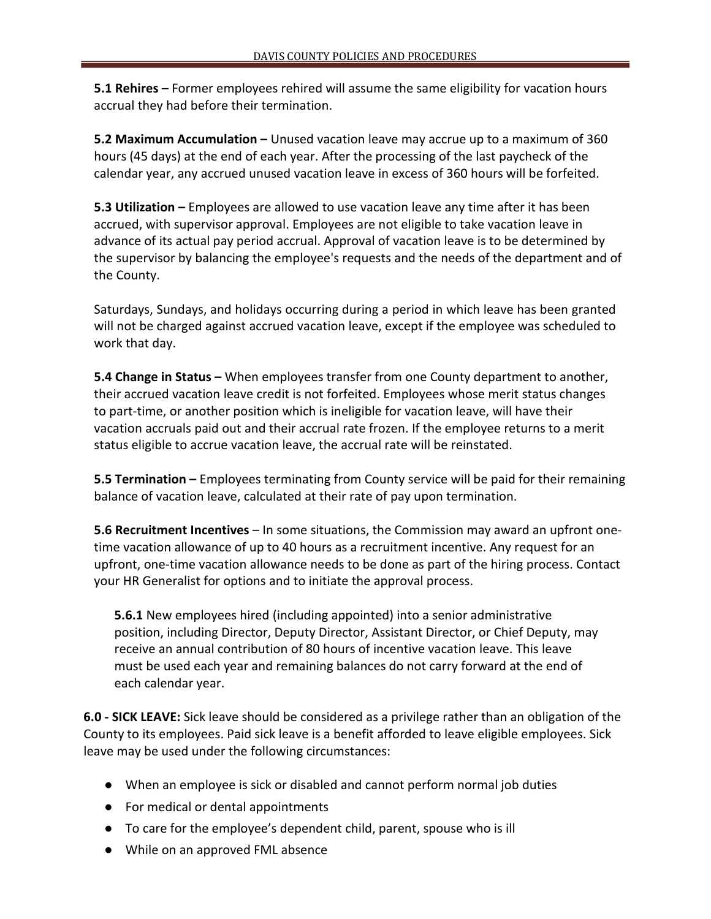**5.1 Rehires** – Former employees rehired will assume the same eligibility for vacation hours accrual they had before their termination.

**5.2 Maximum Accumulation –** Unused vacation leave may accrue up to a maximum of 360 hours (45 days) at the end of each year. After the processing of the last paycheck of the calendar year, any accrued unused vacation leave in excess of 360 hours will be forfeited.

**5.3 Utilization –** Employees are allowed to use vacation leave any time after it has been accrued, with supervisor approval. Employees are not eligible to take vacation leave in advance of its actual pay period accrual. Approval of vacation leave is to be determined by the supervisor by balancing the employee's requests and the needs of the department and of the County.

Saturdays, Sundays, and holidays occurring during a period in which leave has been granted will not be charged against accrued vacation leave, except if the employee was scheduled to work that day.

**5.4 Change in Status –** When employees transfer from one County department to another, their accrued vacation leave credit is not forfeited. Employees whose merit status changes to part-time, or another position which is ineligible for vacation leave, will have their vacation accruals paid out and their accrual rate frozen. If the employee returns to a merit status eligible to accrue vacation leave, the accrual rate will be reinstated.

**5.5 Termination –** Employees terminating from County service will be paid for their remaining balance of vacation leave, calculated at their rate of pay upon termination.

**5.6 Recruitment Incentives** – In some situations, the Commission may award an upfront one-time vacation allowance of up to 40 hours as a recruitment incentive. Any request for an upfront, one-time vacation allowance needs to be done as part of the hiring process. Contact your HR Generalist for options and to initiate the approval process.

> **5.6.1** New employees hired (including appointed) into a senior administrative position, including Director, Deputy Director, Assistant Director, or Chief Deputy, may receive an annual contribution of 80 hours of incentive vacation leave. This leave must be used each year and remaining balances do not carry forward at the end of each calendar year.

**6.0 - SICK LEAVE:** Sick leave should be considered as a privilege rather than an obligation of the County to its employees. Paid sick leave is a benefit afforded to leave eligible employees. Sick leave may be used under the following circumstances:

- When an employee is sick or disabled and cannot perform normal job duties
- For medical or dental appointments
- To care for the employee's dependent child, parent, spouse who is ill
- While on an approved FML absence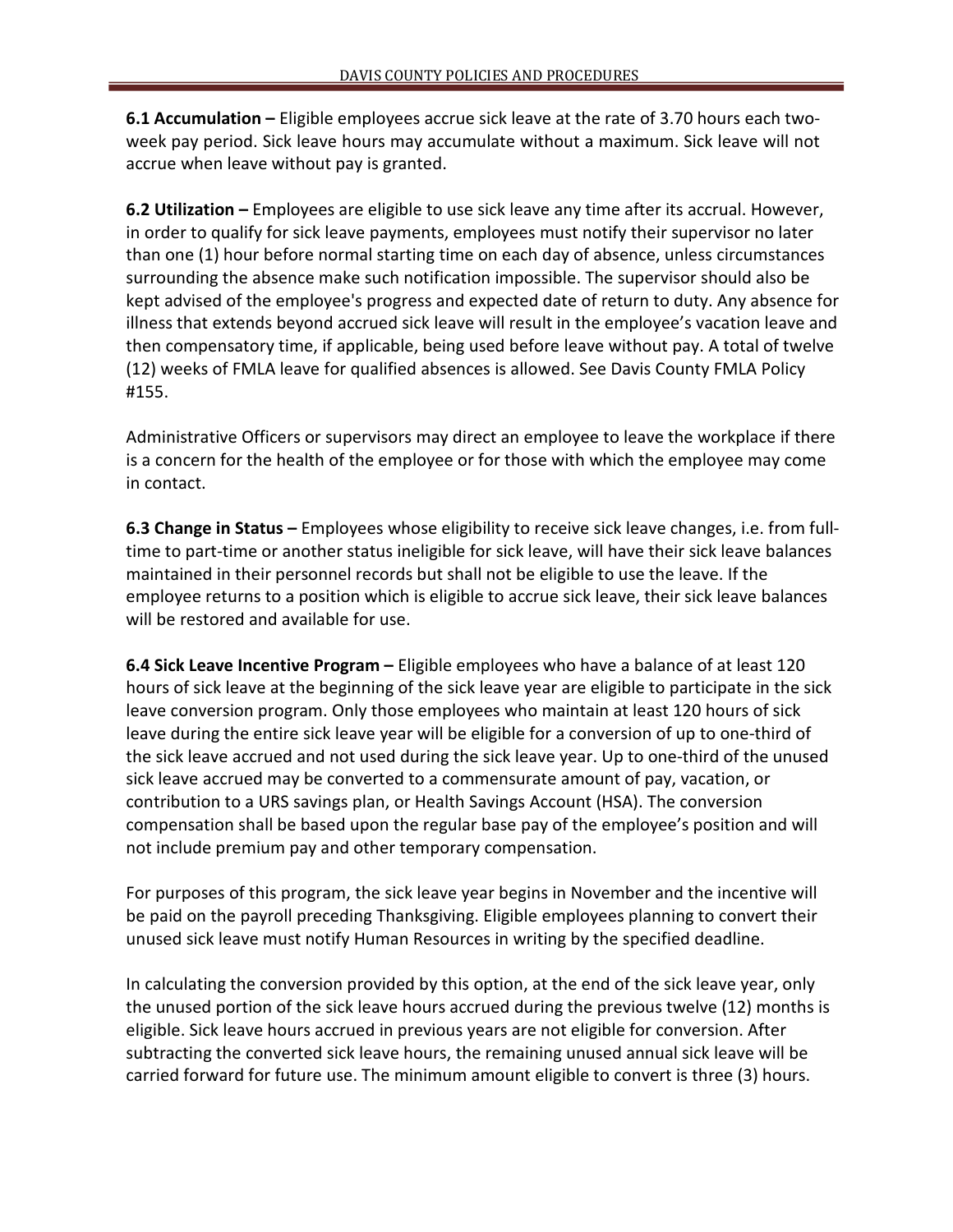**6.1 Accumulation –** Eligible employees accrue sick leave at the rate of 3.70 hours each two-week pay period. Sick leave hours may accumulate without a maximum. Sick leave will not accrue when leave without pay is granted.

**6.2 Utilization –** Employees are eligible to use sick leave any time after its accrual. However, in order to qualify for sick leave payments, employees must notify their supervisor no later than one (1) hour before normal starting time on each day of absence, unless circumstances surrounding the absence make such notification impossible. The supervisor should also be kept advised of the employee's progress and expected date of return to duty. Any absence for illness that extends beyond accrued sick leave will result in the employee's vacation leave and then compensatory time, if applicable, being used before leave without pay. A total of twelve (12) weeks of FMLA leave for qualified absences is allowed. See Davis County FMLA Policy #155.

Administrative Officers or supervisors may direct an employee to leave the workplace if there is a concern for the health of the employee or for those with which the employee may come in contact.

**6.3 Change in Status –** Employees whose eligibility to receive sick leave changes, i.e. from full-time to part-time or another status ineligible for sick leave, will have their sick leave balances maintained in their personnel records but shall not be eligible to use the leave. If the employee returns to a position which is eligible to accrue sick leave, their sick leave balances will be restored and available for use.

**6.4 Sick Leave Incentive Program –** Eligible employees who have a balance of at least 120 hours of sick leave at the beginning of the sick leave year are eligible to participate in the sick leave conversion program. Only those employees who maintain at least 120 hours of sick leave during the entire sick leave year will be eligible for a conversion of up to one-third of the sick leave accrued and not used during the sick leave year. Up to one-third of the unused sick leave accrued may be converted to a commensurate amount of pay, vacation, or contribution to a URS savings plan, or Health Savings Account (HSA). The conversion compensation shall be based upon the regular base pay of the employee's position and will not include premium pay and other temporary compensation.

For purposes of this program, the sick leave year begins in November and the incentive will be paid on the payroll preceding Thanksgiving. Eligible employees planning to convert their unused sick leave must notify Human Resources in writing by the specified deadline.

In calculating the conversion provided by this option, at the end of the sick leave year, only the unused portion of the sick leave hours accrued during the previous twelve (12) months is eligible. Sick leave hours accrued in previous years are not eligible for conversion. After subtracting the converted sick leave hours, the remaining unused annual sick leave will be carried forward for future use. The minimum amount eligible to convert is three (3) hours.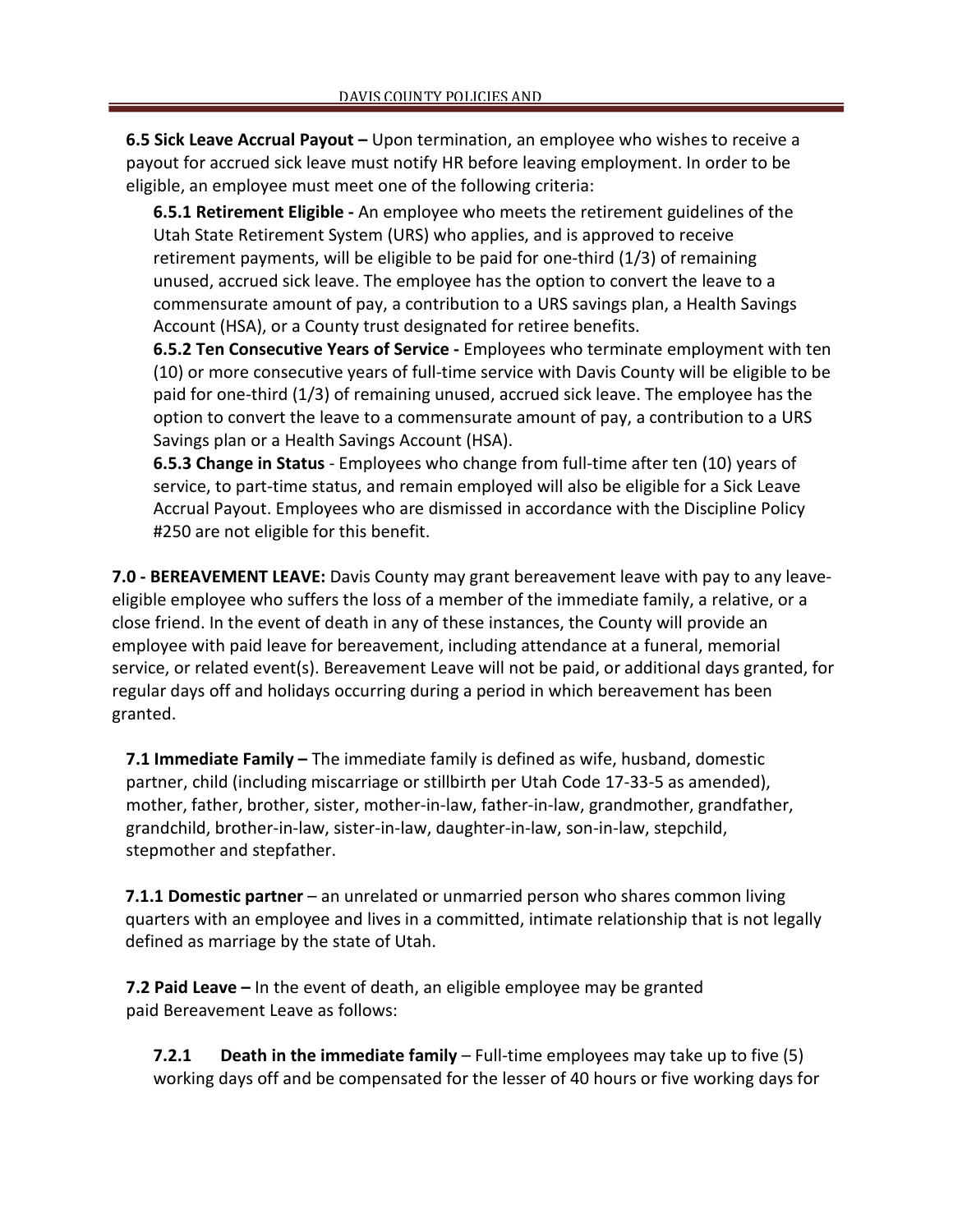**6.5 Sick Leave Accrual Payout –** Upon termination, an employee who wishes to receive a payout for accrued sick leave must notify HR before leaving employment. In order to be eligible, an employee must meet one of the following criteria:

**6.5.1 Retirement Eligible -** An employee who meets the retirement guidelines of the Utah State Retirement System (URS) who applies, and is approved to receive retirement payments, will be eligible to be paid for one-third (1/3) of remaining unused, accrued sick leave. The employee has the option to convert the leave to a commensurate amount of pay, a contribution to a URS savings plan, a Health Savings Account (HSA), or a County trust designated for retiree benefits.

**6.5.2 Ten Consecutive Years of Service -** Employees who terminate employment with ten (10) or more consecutive years of full-time service with Davis County will be eligible to be paid for one-third (1/3) of remaining unused, accrued sick leave. The employee has the option to convert the leave to a commensurate amount of pay, a contribution to a URS Savings plan or a Health Savings Account (HSA).

**6.5.3 Change in Status** - Employees who change from full-time after ten (10) years of service, to part-time status, and remain employed will also be eligible for a Sick Leave Accrual Payout. Employees who are dismissed in accordance with the Discipline Policy #250 are not eligible for this benefit.

**7.0 - BEREAVEMENT LEAVE:** Davis County may grant bereavement leave with pay to any leave-eligible employee who suffers the loss of a member of the immediate family, a relative, or a close friend. In the event of death in any of these instances, the County will provide an employee with paid leave for bereavement, including attendance at a funeral, memorial service, or related event(s). Bereavement Leave will not be paid, or additional days granted, for regular days off and holidays occurring during a period in which bereavement has been granted.

**7.1 Immediate Family –** The immediate family is defined as wife, husband, domestic partner, child (including miscarriage or stillbirth per Utah Code 17-33-5 as amended), mother, father, brother, sister, mother-in-law, father-in-law, grandmother, grandfather, grandchild, brother-in-law, sister-in-law, daughter-in-law, son-in-law, stepchild, stepmother and stepfather.

**7.1.1 Domestic partner** – an unrelated or unmarried person who shares common living quarters with an employee and lives in a committed, intimate relationship that is not legally defined as marriage by the state of Utah.

**7.2 Paid Leave –** In the event of death, an eligible employee may be granted paid Bereavement Leave as follows:

**7.2.1 Death in the immediate family** – Full-time employees may take up to five (5) working days off and be compensated for the lesser of 40 hours or five working days for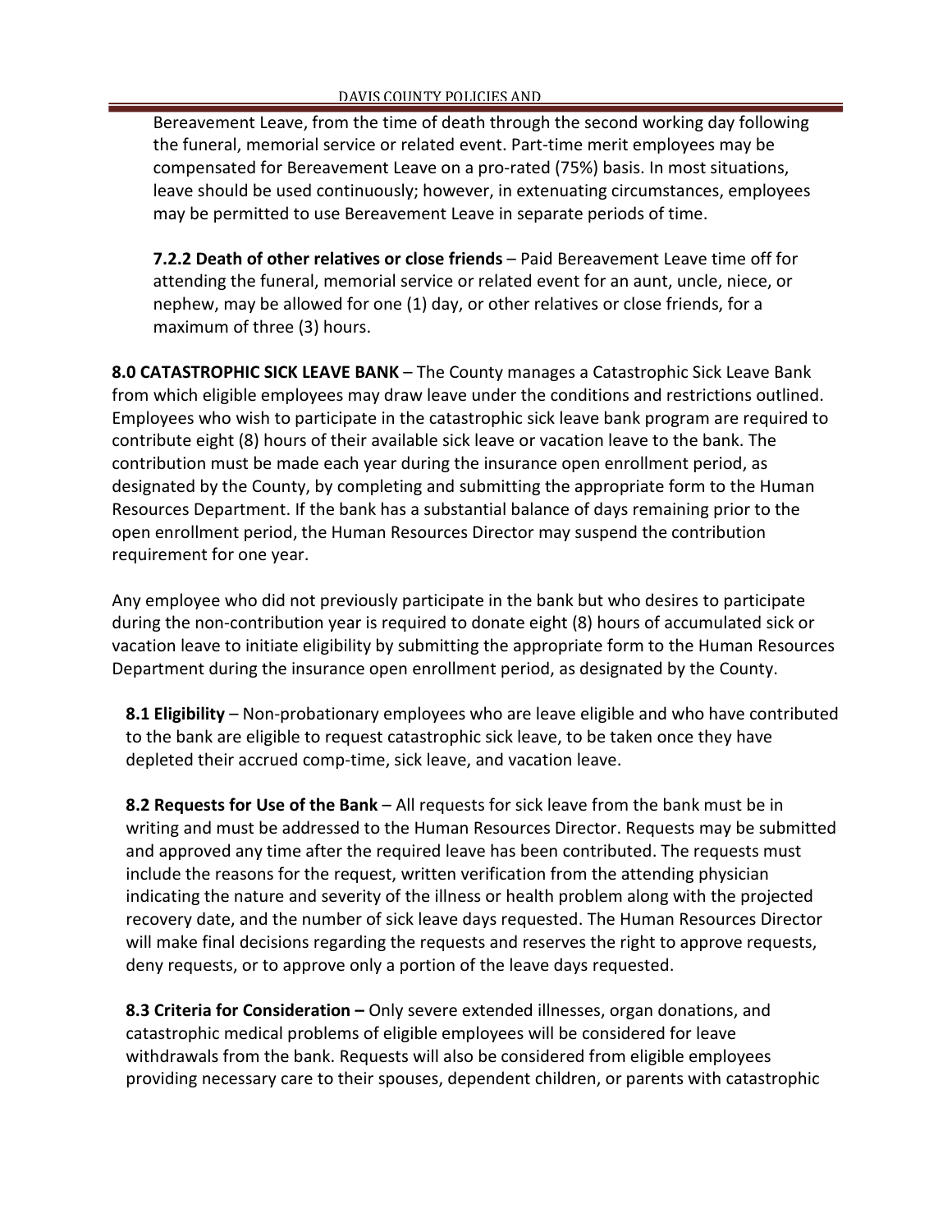Bereavement Leave, from the time of death through the second working day following the funeral, memorial service or related event. Part-time merit employees may be compensated for Bereavement Leave on a pro-rated (75%) basis. In most situations, leave should be used continuously; however, in extenuating circumstances, employees may be permitted to use Bereavement Leave in separate periods of time.

**7.2.2 Death of other relatives or close friends** – Paid Bereavement Leave time off for attending the funeral, memorial service or related event for an aunt, uncle, niece, or nephew, may be allowed for one (1) day, or other relatives or close friends, for a maximum of three (3) hours.

**8.0 CATASTROPHIC SICK LEAVE BANK** – The County manages a Catastrophic Sick Leave Bank from which eligible employees may draw leave under the conditions and restrictions outlined. Employees who wish to participate in the catastrophic sick leave bank program are required to contribute eight (8) hours of their available sick leave or vacation leave to the bank. The contribution must be made each year during the insurance open enrollment period, as designated by the County, by completing and submitting the appropriate form to the Human Resources Department. If the bank has a substantial balance of days remaining prior to the open enrollment period, the Human Resources Director may suspend the contribution requirement for one year.

Any employee who did not previously participate in the bank but who desires to participate during the non-contribution year is required to donate eight (8) hours of accumulated sick or vacation leave to initiate eligibility by submitting the appropriate form to the Human Resources Department during the insurance open enrollment period, as designated by the County.

**8.1 Eligibility** – Non-probationary employees who are leave eligible and who have contributed to the bank are eligible to request catastrophic sick leave, to be taken once they have depleted their accrued comp-time, sick leave, and vacation leave.

**8.2 Requests for Use of the Bank** – All requests for sick leave from the bank must be in writing and must be addressed to the Human Resources Director. Requests may be submitted and approved any time after the required leave has been contributed. The requests must include the reasons for the request, written verification from the attending physician indicating the nature and severity of the illness or health problem along with the projected recovery date, and the number of sick leave days requested. The Human Resources Director will make final decisions regarding the requests and reserves the right to approve requests, deny requests, or to approve only a portion of the leave days requested.

**8.3 Criteria for Consideration –** Only severe extended illnesses, organ donations, and catastrophic medical problems of eligible employees will be considered for leave withdrawals from the bank. Requests will also be considered from eligible employees providing necessary care to their spouses, dependent children, or parents with catastrophic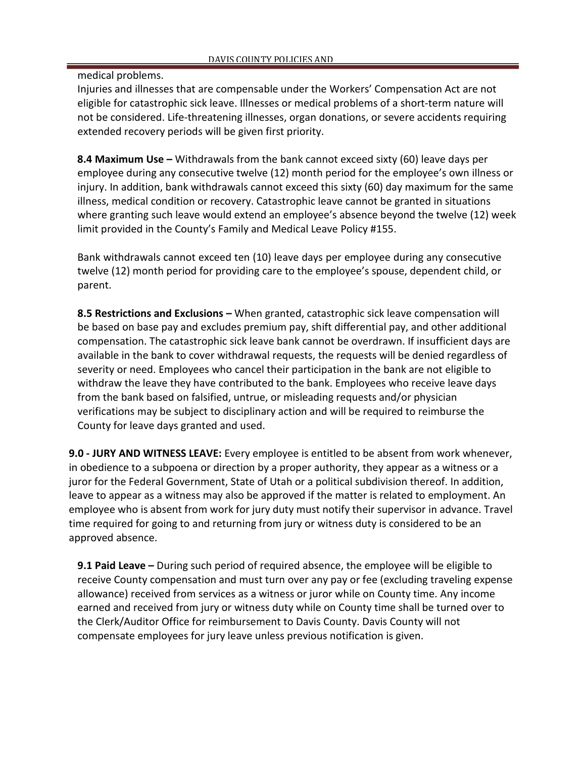medical problems.

Injuries and illnesses that are compensable under the Workers' Compensation Act are not eligible for catastrophic sick leave. Illnesses or medical problems of a short-term nature will not be considered. Life-threatening illnesses, organ donations, or severe accidents requiring extended recovery periods will be given first priority.

**8.4 Maximum Use –** Withdrawals from the bank cannot exceed sixty (60) leave days per employee during any consecutive twelve (12) month period for the employee's own illness or injury. In addition, bank withdrawals cannot exceed this sixty (60) day maximum for the same illness, medical condition or recovery. Catastrophic leave cannot be granted in situations where granting such leave would extend an employee's absence beyond the twelve (12) week limit provided in the County's Family and Medical Leave Policy #155.

Bank withdrawals cannot exceed ten (10) leave days per employee during any consecutive twelve (12) month period for providing care to the employee's spouse, dependent child, or parent.

**8.5 Restrictions and Exclusions –** When granted, catastrophic sick leave compensation will be based on base pay and excludes premium pay, shift differential pay, and other additional compensation. The catastrophic sick leave bank cannot be overdrawn. If insufficient days are available in the bank to cover withdrawal requests, the requests will be denied regardless of severity or need. Employees who cancel their participation in the bank are not eligible to withdraw the leave they have contributed to the bank. Employees who receive leave days from the bank based on falsified, untrue, or misleading requests and/or physician verifications may be subject to disciplinary action and will be required to reimburse the County for leave days granted and used.

**9.0 - JURY AND WITNESS LEAVE:** Every employee is entitled to be absent from work whenever, in obedience to a subpoena or direction by a proper authority, they appear as a witness or a juror for the Federal Government, State of Utah or a political subdivision thereof. In addition, leave to appear as a witness may also be approved if the matter is related to employment. An employee who is absent from work for jury duty must notify their supervisor in advance. Travel time required for going to and returning from jury or witness duty is considered to be an approved absence.

**9.1 Paid Leave –** During such period of required absence, the employee will be eligible to receive County compensation and must turn over any pay or fee (excluding traveling expense allowance) received from services as a witness or juror while on County time. Any income earned and received from jury or witness duty while on County time shall be turned over to the Clerk/Auditor Office for reimbursement to Davis County. Davis County will not compensate employees for jury leave unless previous notification is given.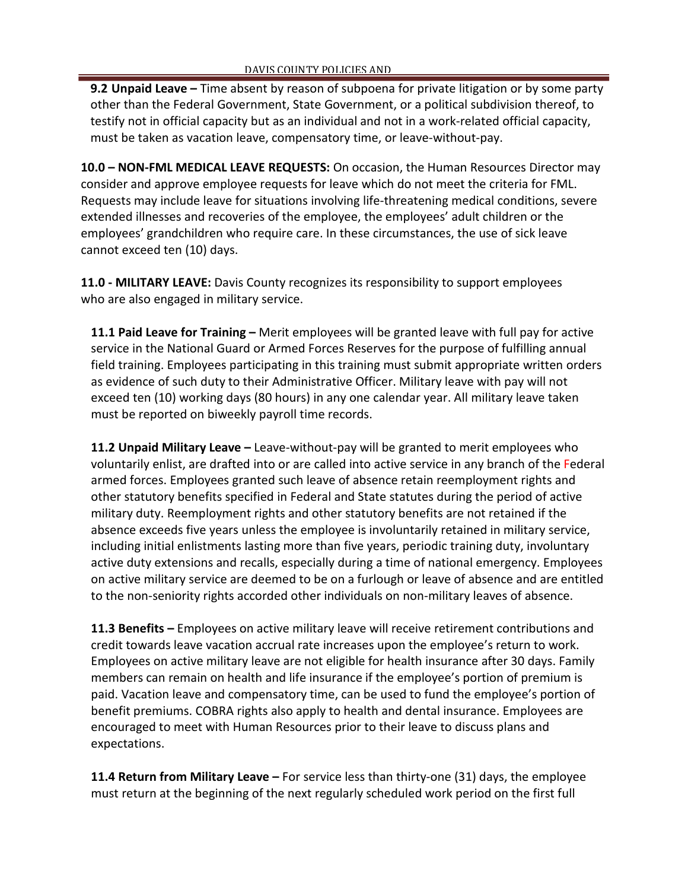**9.2 Unpaid Leave –** Time absent by reason of subpoena for private litigation or by some party other than the Federal Government, State Government, or a political subdivision thereof, to testify not in official capacity but as an individual and not in a work-related official capacity, must be taken as vacation leave, compensatory time, or leave-without-pay.

**10.0 – NON-FML MEDICAL LEAVE REQUESTS:** On occasion, the Human Resources Director may consider and approve employee requests for leave which do not meet the criteria for FML. Requests may include leave for situations involving life-threatening medical conditions, severe extended illnesses and recoveries of the employee, the employees' adult children or the employees' grandchildren who require care. In these circumstances, the use of sick leave cannot exceed ten (10) days.

**11.0 - MILITARY LEAVE:** Davis County recognizes its responsibility to support employees who are also engaged in military service.

**11.1 Paid Leave for Training –** Merit employees will be granted leave with full pay for active service in the National Guard or Armed Forces Reserves for the purpose of fulfilling annual field training. Employees participating in this training must submit appropriate written orders as evidence of such duty to their Administrative Officer. Military leave with pay will not exceed ten (10) working days (80 hours) in any one calendar year. All military leave taken must be reported on biweekly payroll time records.

**11.2 Unpaid Military Leave –** Leave-without-pay will be granted to merit employees who voluntarily enlist, are drafted into or are called into active service in any branch of the Federal armed forces. Employees granted such leave of absence retain reemployment rights and other statutory benefits specified in Federal and State statutes during the period of active military duty. Reemployment rights and other statutory benefits are not retained if the absence exceeds five years unless the employee is involuntarily retained in military service, including initial enlistments lasting more than five years, periodic training duty, involuntary active duty extensions and recalls, especially during a time of national emergency. Employees on active military service are deemed to be on a furlough or leave of absence and are entitled to the non-seniority rights accorded other individuals on non-military leaves of absence.

**11.3 Benefits –** Employees on active military leave will receive retirement contributions and credit towards leave vacation accrual rate increases upon the employee's return to work. Employees on active military leave are not eligible for health insurance after 30 days. Family members can remain on health and life insurance if the employee's portion of premium is paid. Vacation leave and compensatory time, can be used to fund the employee's portion of benefit premiums. COBRA rights also apply to health and dental insurance. Employees are encouraged to meet with Human Resources prior to their leave to discuss plans and expectations.

**11.4 Return from Military Leave –** For service less than thirty-one (31) days, the employee must return at the beginning of the next regularly scheduled work period on the first full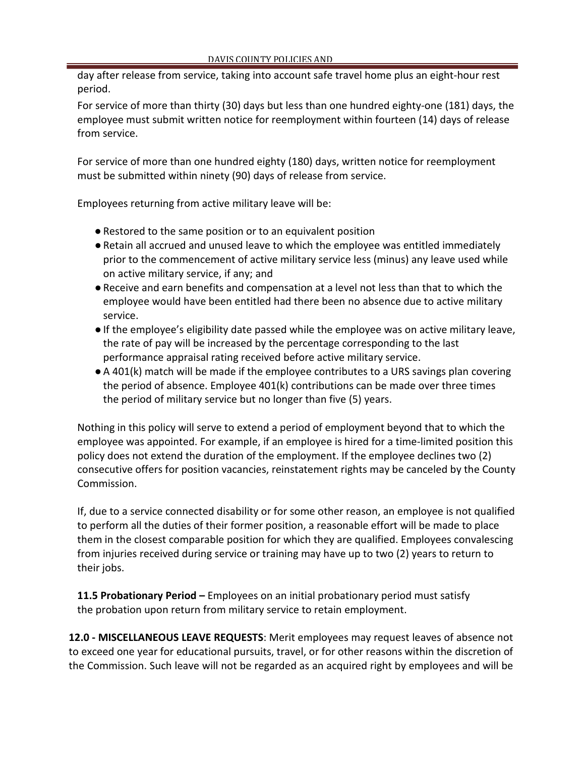day after release from service, taking into account safe travel home plus an eight-hour rest period.

For service of more than thirty (30) days but less than one hundred eighty-one (181) days, the employee must submit written notice for reemployment within fourteen (14) days of release from service.

For service of more than one hundred eighty (180) days, written notice for reemployment must be submitted within ninety (90) days of release from service.

Employees returning from active military leave will be:

- Restored to the same position or to an equivalent position
- Retain all accrued and unused leave to which the employee was entitled immediately prior to the commencement of active military service less (minus) any leave used while on active military service, if any; and
- Receive and earn benefits and compensation at a level not less than that to which the employee would have been entitled had there been no absence due to active military service.
- If the employee's eligibility date passed while the employee was on active military leave, the rate of pay will be increased by the percentage corresponding to the last performance appraisal rating received before active military service.
- A 401(k) match will be made if the employee contributes to a URS savings plan covering the period of absence. Employee 401(k) contributions can be made over three times the period of military service but no longer than five (5) years.

Nothing in this policy will serve to extend a period of employment beyond that to which the employee was appointed. For example, if an employee is hired for a time-limited position this policy does not extend the duration of the employment. If the employee declines two (2) consecutive offers for position vacancies, reinstatement rights may be canceled by the County Commission.

If, due to a service connected disability or for some other reason, an employee is not qualified to perform all the duties of their former position, a reasonable effort will be made to place them in the closest comparable position for which they are qualified. Employees convalescing from injuries received during service or training may have up to two (2) years to return to their jobs.

**11.5 Probationary Period –** Employees on an initial probationary period must satisfy the probation upon return from military service to retain employment.

**12.0 - MISCELLANEOUS LEAVE REQUESTS**: Merit employees may request leaves of absence not to exceed one year for educational pursuits, travel, or for other reasons within the discretion of the Commission. Such leave will not be regarded as an acquired right by employees and will be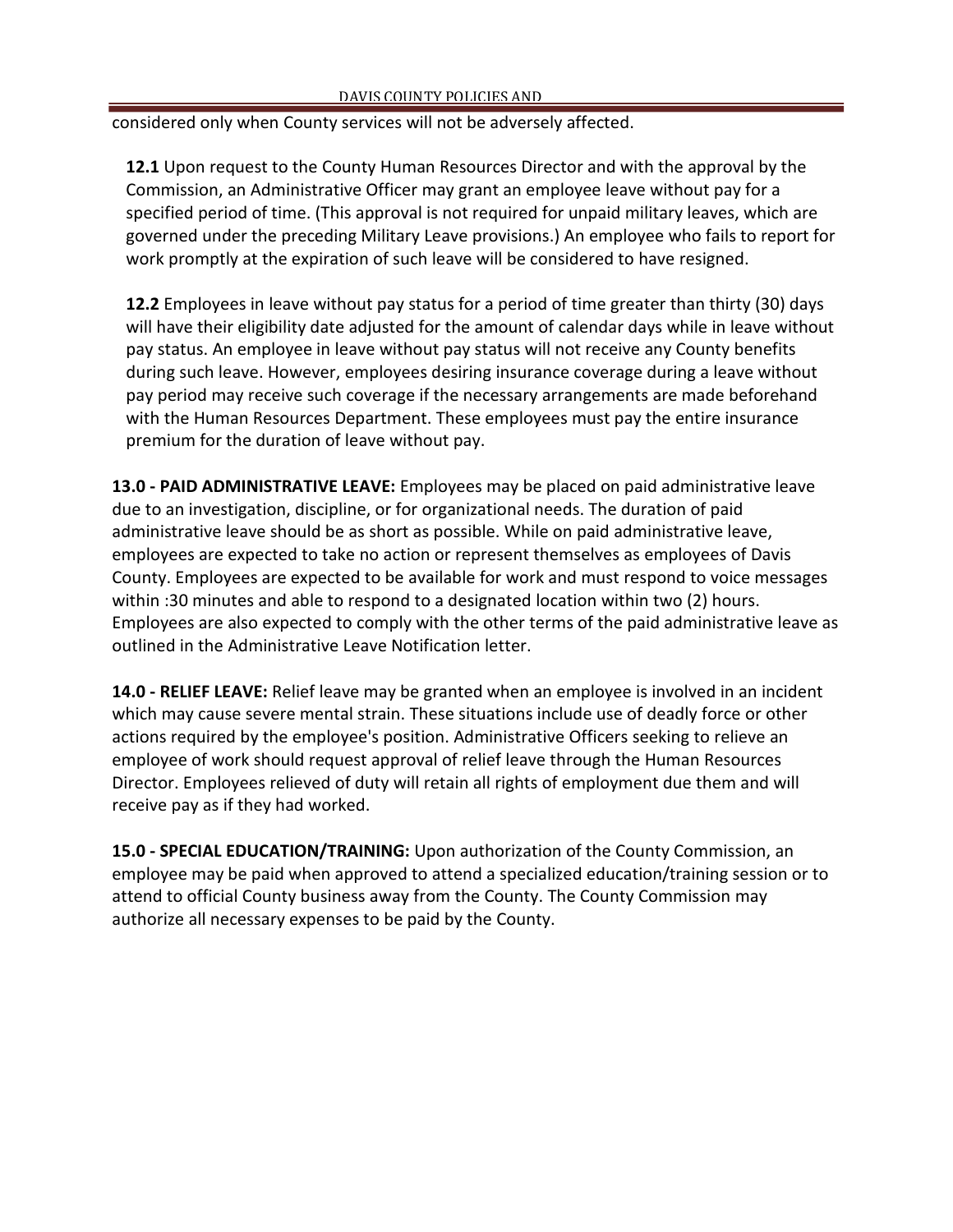considered only when County services will not be adversely affected.

**12.1** Upon request to the County Human Resources Director and with the approval by the Commission, an Administrative Officer may grant an employee leave without pay for a specified period of time. (This approval is not required for unpaid military leaves, which are governed under the preceding Military Leave provisions.) An employee who fails to report for work promptly at the expiration of such leave will be considered to have resigned.

**12.2** Employees in leave without pay status for a period of time greater than thirty (30) days will have their eligibility date adjusted for the amount of calendar days while in leave without pay status. An employee in leave without pay status will not receive any County benefits during such leave. However, employees desiring insurance coverage during a leave without pay period may receive such coverage if the necessary arrangements are made beforehand with the Human Resources Department. These employees must pay the entire insurance premium for the duration of leave without pay.

**13.0 - PAID ADMINISTRATIVE LEAVE:** Employees may be placed on paid administrative leave due to an investigation, discipline, or for organizational needs. The duration of paid administrative leave should be as short as possible. While on paid administrative leave, employees are expected to take no action or represent themselves as employees of Davis County. Employees are expected to be available for work and must respond to voice messages within :30 minutes and able to respond to a designated location within two (2) hours. Employees are also expected to comply with the other terms of the paid administrative leave as outlined in the Administrative Leave Notification letter.

**14.0 - RELIEF LEAVE:** Relief leave may be granted when an employee is involved in an incident which may cause severe mental strain. These situations include use of deadly force or other actions required by the employee's position. Administrative Officers seeking to relieve an employee of work should request approval of relief leave through the Human Resources Director. Employees relieved of duty will retain all rights of employment due them and will receive pay as if they had worked.

**15.0 - SPECIAL EDUCATION/TRAINING:** Upon authorization of the County Commission, an employee may be paid when approved to attend a specialized education/training session or to attend to official County business away from the County. The County Commission may authorize all necessary expenses to be paid by the County.